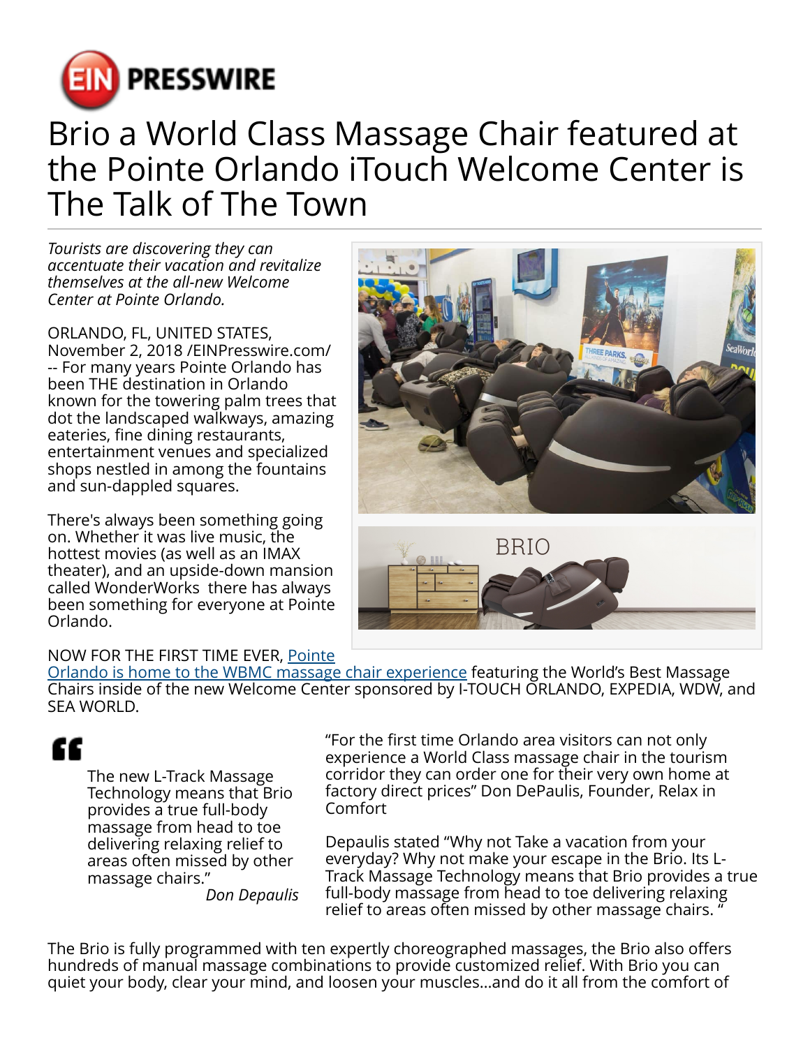# Brio a World Class Massage Chair featured at the Pointe Orlando iTouch Welcome Center is The Talk of The Town

*Tourists are discovering they can accentuate their vacation and revitalize themselves at the all-new Welcome Center at Pointe Orlando.*

ORLANDO, FL, UNITED STATES, November 2, 2018 /EINPresswire.com/ -- For many years Pointe Orlando has been THE destination in Orlando known for the towering palm trees that dot the landscaped walkways, amazing eateries, fine dining restaurants, entertainment venues and specialized shops nestled in among the fountains and sun-dappled squares.

There's always been something going on. Whether it was live music, the hottest movies (as well as an IMAX theater), and an upside-down mansion called WonderWorks there has always been something for everyone at Pointe Orlando.

NOW FOR THE FIRST TIME EVER, Pointe Orlando is home to the WBMC massage chair experience featuring the World's Best Massage Chairs inside of the new Welcome Center sponsored by I-TOUCH ORLANDO, EXPEDIA, WDW, and SEA WORLD.

> The new L-Track Massage Technology means that Brio provides a true full-body massage from head to toe delivering relaxing relief to areas often missed by other massage chairs."
>
> *Don Depaulis*

"For the first time Orlando area visitors can not only experience a World Class massage chair in the tourism corridor they can order one for their very own home at factory direct prices" Don DePaulis, Founder, Relax in Comfort

Depaulis stated "Why not Take a vacation from your everyday? Why not make your escape in the Brio. Its L-Track Massage Technology means that Brio provides a true full-body massage from head to toe delivering relaxing relief to areas often missed by other massage chairs. "

The Brio is fully programmed with ten expertly choreographed massages, the Brio also offers hundreds of manual massage combinations to provide customized relief. With Brio you can quiet your body, clear your mind, and loosen your muscles...and do it all from the comfort of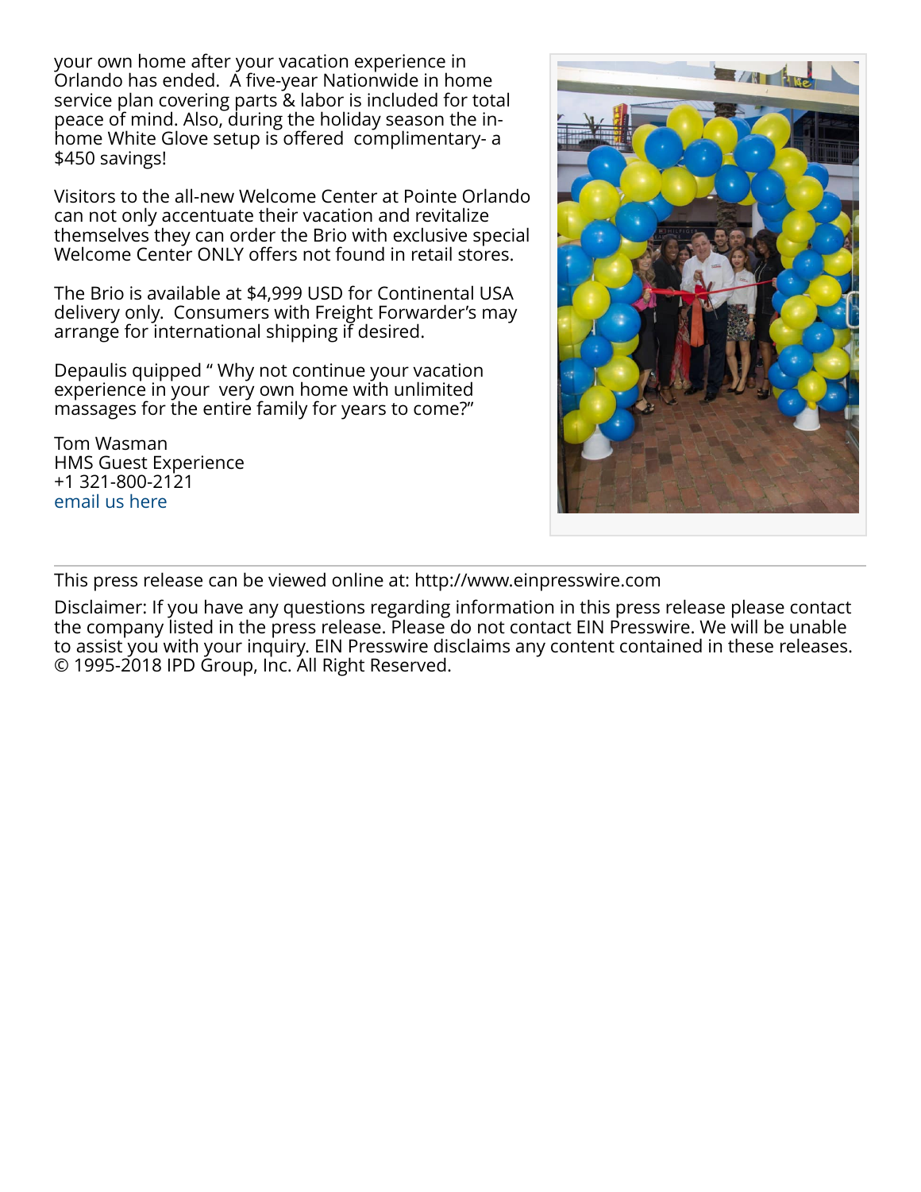your own home after your vacation experience in Orlando has ended.  A five-year Nationwide in home service plan covering parts & labor is included for total peace of mind. Also, during the holiday season the in-home White Glove setup is offered  complimentary- a $450 savings!

Visitors to the all-new Welcome Center at Pointe Orlando can not only accentuate their vacation and revitalize themselves they can order the Brio with exclusive special Welcome Center ONLY offers not found in retail stores.

The Brio is available at $4,999 USD for Continental USA delivery only.  Consumers with Freight Forwarder's may arrange for international shipping if desired.

Depaulis quipped " Why not continue your vacation experience in your  very own home with unlimited massages for the entire family for years to come?"

Tom Wasman
HMS Guest Experience
+1 321-800-2121
email us here

---

This press release can be viewed online at: http://www.einpresswire.com

Disclaimer: If you have any questions regarding information in this press release please contact the company listed in the press release. Please do not contact EIN Presswire. We will be unable to assist you with your inquiry. EIN Presswire disclaims any content contained in these releases. © 1995-2018 IPD Group, Inc. All Right Reserved.